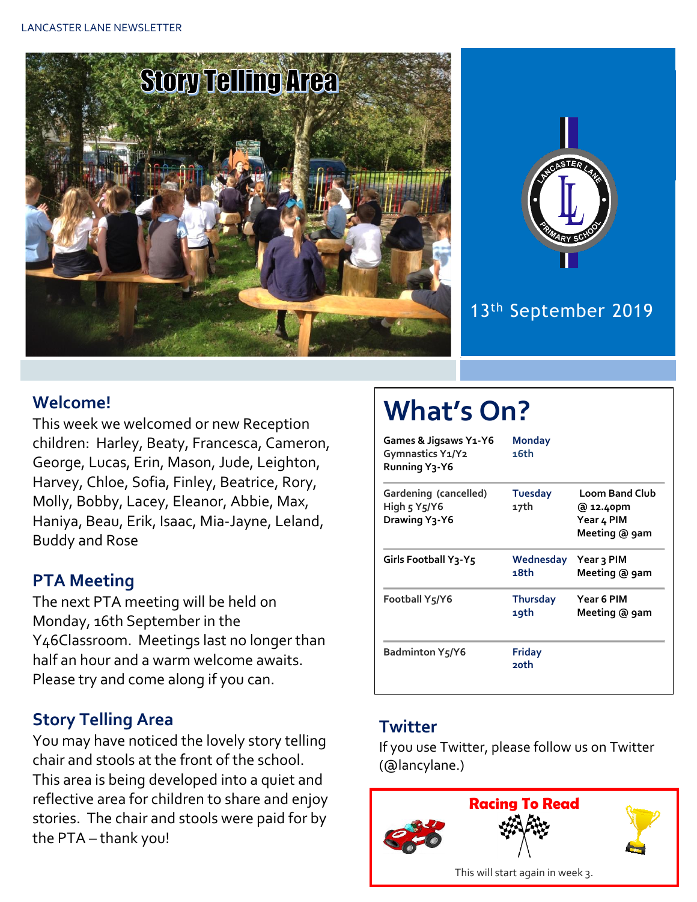Story Telling Area

13th September 2019

## Welcome!

This week we welcomed or new Reception children: Harley, Beaty, Francesca, Cameron, George, Lucas, Erin, Mason, Jude, Leighton, Harvey, Chloe, Sofia, Finley, Beatrice, Rory, Molly, Bobby, Lacey, Eleanor, Abbie, Max, Haniya, Beau, Erik, Isaac, Mia-Jayne, Leland, Buddy and Rose

## PTA Meeting

The next PTA meeting will be held on Monday, 16th September in the Y46Classroom. Meetings last no longer than half an hour and a warm welcome awaits. Please try and come along if you can.

## Story Telling Area

You may have noticed the lovely story telling chair and stools at the front of the school. This area is being developed into a quiet and reflective area for children to share and enjoy stories. The chair and stools were paid for by the PTA – thank you!

# What's On?

| | | |
|---|---|---|
| Games & Jigsaws Y1-Y6<br>Gymnastics Y1/Y2<br>Running Y3-Y6 | Monday 16th | |
| Gardening (cancelled)<br>High 5 Y5/Y6<br>Drawing Y3-Y6 | Tuesday 17th | Loom Band Club @ 12.40pm<br>Year 4 PIM Meeting @ 9am |
| Girls Football Y3-Y5 | Wednesday 18th | Year 3 PIM Meeting @ 9am |
| Football Y5/Y6 | Thursday 19th | Year 6 PIM Meeting @ 9am |
| Badminton Y5/Y6 | Friday 20th | |

## Twitter

If you use Twitter, please follow us on Twitter (@lancylane.)

**Racing To Read**

This will start again in week 3.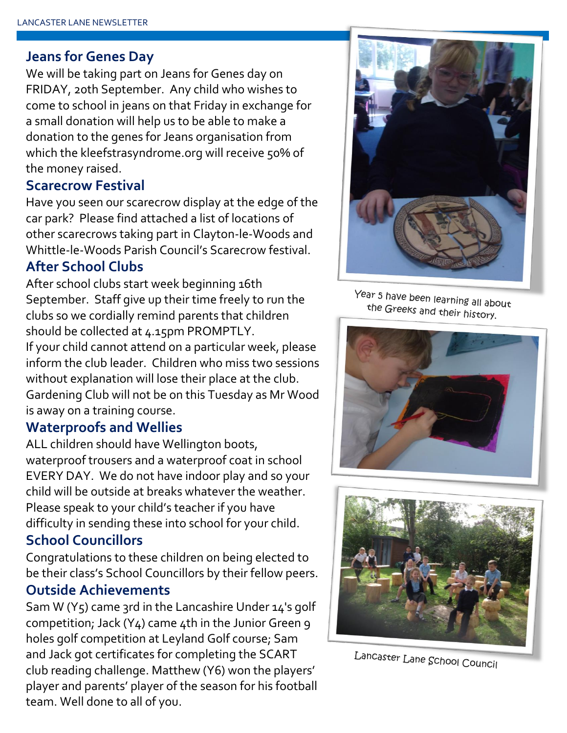## Jeans for Genes Day

We will be taking part on Jeans for Genes day on FRIDAY, 20th September. Any child who wishes to come to school in jeans on that Friday in exchange for a small donation will help us to be able to make a donation to the genes for Jeans organisation from which the kleefstrasyndrome.org will receive 50% of the money raised.

## Scarecrow Festival

Have you seen our scarecrow display at the edge of the car park? Please find attached a list of locations of other scarecrows taking part in Clayton-le-Woods and Whittle-le-Woods Parish Council's Scarecrow festival.

## After School Clubs

After school clubs start week beginning 16th September. Staff give up their time freely to run the clubs so we cordially remind parents that children should be collected at 4.15pm PROMPTLY.

If your child cannot attend on a particular week, please inform the club leader. Children who miss two sessions without explanation will lose their place at the club. Gardening Club will not be on this Tuesday as Mr Wood is away on a training course.

## Waterproofs and Wellies

ALL children should have Wellington boots, waterproof trousers and a waterproof coat in school EVERY DAY. We do not have indoor play and so your child will be outside at breaks whatever the weather. Please speak to your child's teacher if you have difficulty in sending these into school for your child.

## School Councillors

Congratulations to these children on being elected to be their class's School Councillors by their fellow peers.

## Outside Achievements

Sam W (Y5) came 3rd in the Lancashire Under 14's golf competition; Jack (Y4) came 4th in the Junior Green 9 holes golf competition at Leyland Golf course; Sam and Jack got certificates for completing the SCART club reading challenge. Matthew (Y6) won the players' player and parents' player of the season for his football team. Well done to all of you.

Year 5 have been learning all about the Greeks and their history.

Lancaster Lane School Council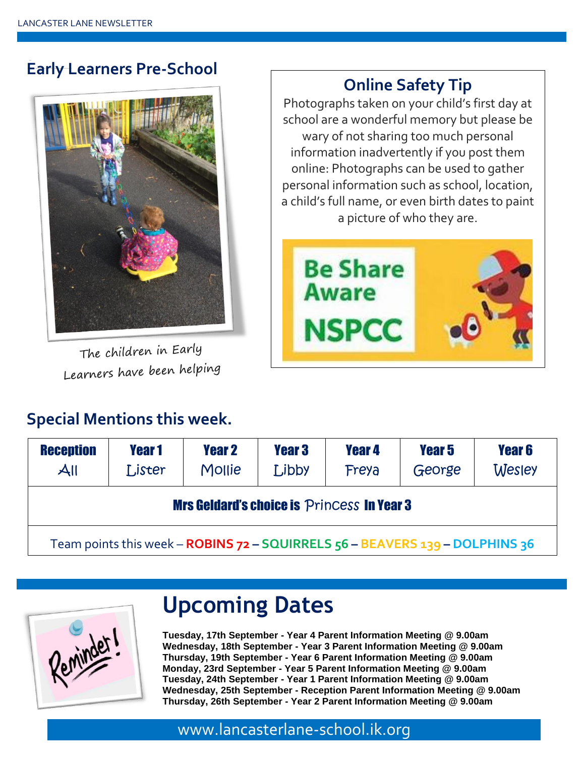## Early Learners Pre-School

The children in Early Learners have been helping

## Online Safety Tip

Photographs taken on your child's first day at school are a wonderful memory but please be wary of not sharing too much personal information inadvertently if you post them online: Photographs can be used to gather personal information such as school, location, a child's full name, or even birth dates to paint a picture of who they are.

Be Share Aware

NSPCC

## Special Mentions this week.

| Reception | Year 1 | Year 2 | Year 3 | Year 4 | Year 5 | Year 6 |
|---|---|---|---|---|---|---|
| All | Lister | Mollie | Libby | Freya | George | Wesley |

**Mrs Geldard's choice is** Princess **In Year 3**

Team points this week – **ROBINS 72 – SQUIRRELS 56 – BEAVERS 139 – DOLPHINS 36**

## Upcoming Dates

Reminder!

**Tuesday, 17th September - Year 4 Parent Information Meeting @ 9.00am**
**Wednesday, 18th September - Year 3 Parent Information Meeting @ 9.00am**
**Thursday, 19th September - Year 6 Parent Information Meeting @ 9.00am**
**Monday, 23rd September - Year 5 Parent Information Meeting @ 9.00am**
**Tuesday, 24th September - Year 1 Parent Information Meeting @ 9.00am**
**Wednesday, 25th September - Reception Parent Information Meeting @ 9.00am**
**Thursday, 26th September - Year 2 Parent Information Meeting @ 9.00am**

www.lancasterlane-school.ik.org